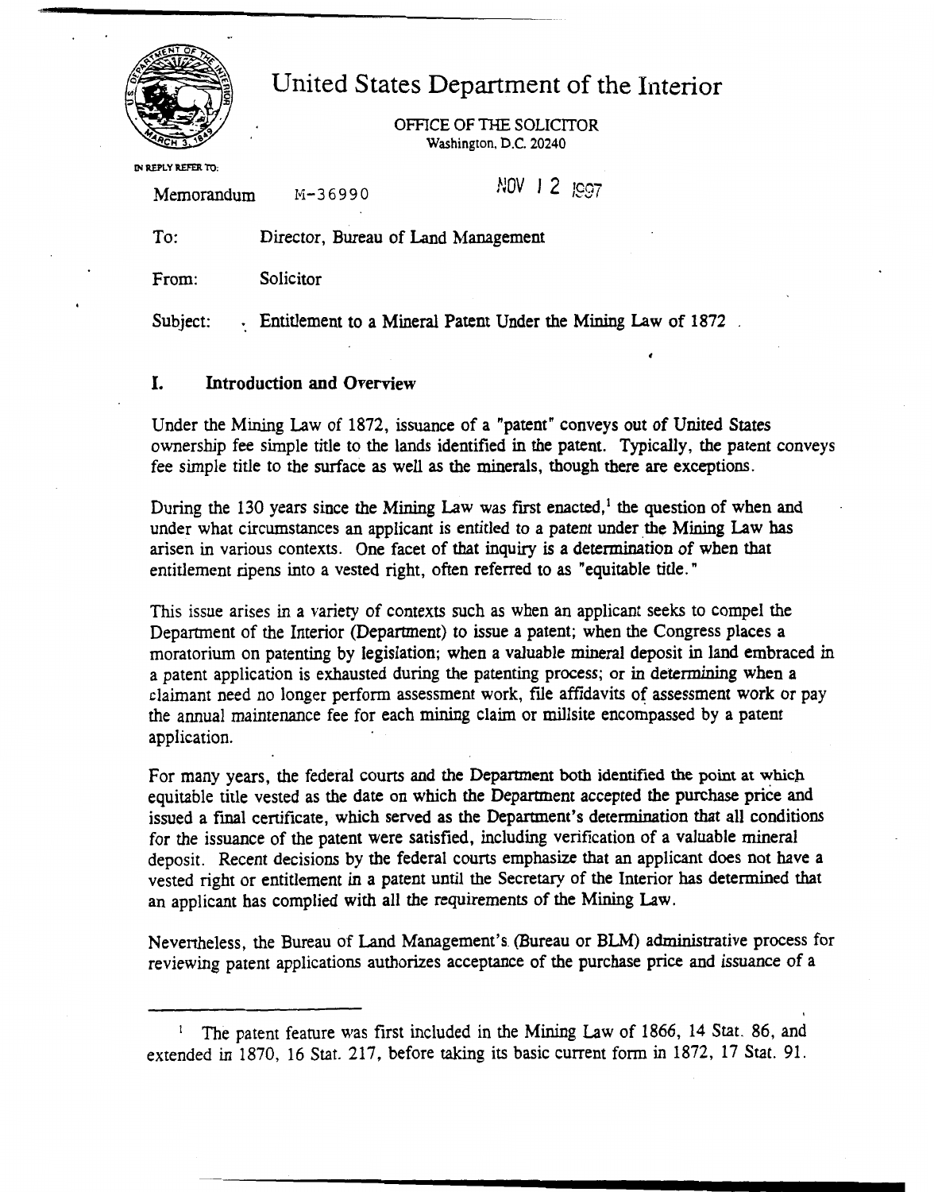# United States Department of the Interior

OFFICE OF THE SOLICITOR
Washington, D.C. 20240

IN REPLY REFER TO:

Memorandum M-36990 NOV 12 1997

To: Director, Bureau of Land Management

From: Solicitor

Subject: Entitlement to a Mineral Patent Under the Mining Law of 1872

## I. Introduction and Overview

Under the Mining Law of 1872, issuance of a "patent" conveys out of United States ownership fee simple title to the lands identified in the patent. Typically, the patent conveys fee simple title to the surface as well as the minerals, though there are exceptions.

During the 130 years since the Mining Law was first enacted,[1] the question of when and under what circumstances an applicant is entitled to a patent under the Mining Law has arisen in various contexts. One facet of that inquiry is a determination of when that entitlement ripens into a vested right, often referred to as "equitable title."

This issue arises in a variety of contexts such as when an applicant seeks to compel the Department of the Interior (Department) to issue a patent; when the Congress places a moratorium on patenting by legislation; when a valuable mineral deposit in land embraced in a patent application is exhausted during the patenting process; or in determining when a claimant need no longer perform assessment work, file affidavits of assessment work or pay the annual maintenance fee for each mining claim or millsite encompassed by a patent application.

For many years, the federal courts and the Department both identified the point at which equitable title vested as the date on which the Department accepted the purchase price and issued a final certificate, which served as the Department's determination that all conditions for the issuance of the patent were satisfied, including verification of a valuable mineral deposit. Recent decisions by the federal courts emphasize that an applicant does not have a vested right or entitlement in a patent until the Secretary of the Interior has determined that an applicant has complied with all the requirements of the Mining Law.

Nevertheless, the Bureau of Land Management's (Bureau or BLM) administrative process for reviewing patent applications authorizes acceptance of the purchase price and issuance of a

---

[1] The patent feature was first included in the Mining Law of 1866, 14 Stat. 86, and extended in 1870, 16 Stat. 217, before taking its basic current form in 1872, 17 Stat. 91.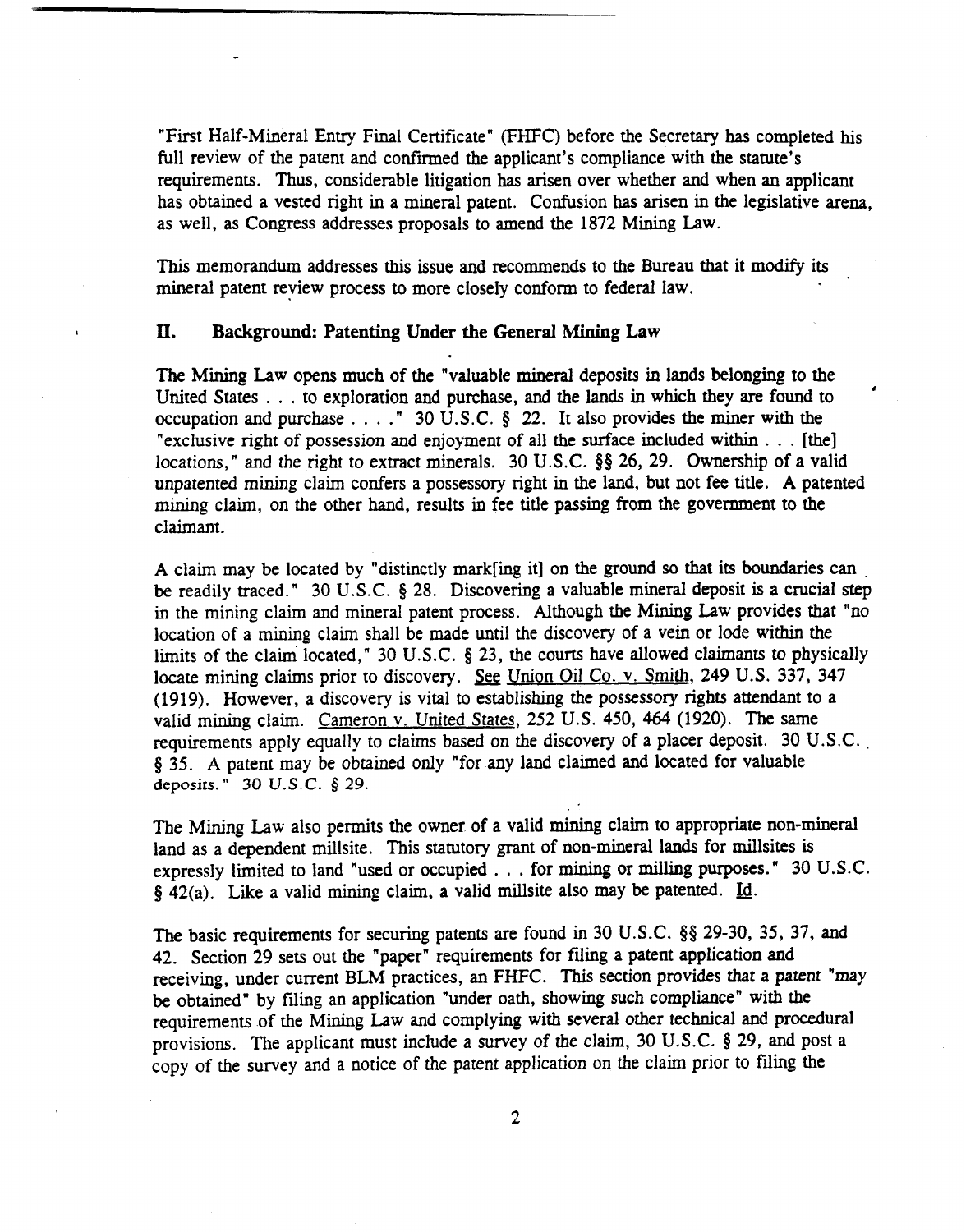"First Half-Mineral Entry Final Certificate" (FHFC) before the Secretary has completed his full review of the patent and confirmed the applicant's compliance with the statute's requirements. Thus, considerable litigation has arisen over whether and when an applicant has obtained a vested right in a mineral patent. Confusion has arisen in the legislative arena, as well, as Congress addresses proposals to amend the 1872 Mining Law.

This memorandum addresses this issue and recommends to the Bureau that it modify its mineral patent review process to more closely conform to federal law.

## II. Background: Patenting Under the General Mining Law

The Mining Law opens much of the "valuable mineral deposits in lands belonging to the United States . . . to exploration and purchase, and the lands in which they are found to occupation and purchase . . . ." 30 U.S.C. § 22. It also provides the miner with the "exclusive right of possession and enjoyment of all the surface included within . . . [the] locations," and the right to extract minerals. 30 U.S.C. §§ 26, 29. Ownership of a valid unpatented mining claim confers a possessory right in the land, but not fee title. A patented mining claim, on the other hand, results in fee title passing from the government to the claimant.

A claim may be located by "distinctly mark[ing it] on the ground so that its boundaries can be readily traced." 30 U.S.C. § 28. Discovering a valuable mineral deposit is a crucial step in the mining claim and mineral patent process. Although the Mining Law provides that "no location of a mining claim shall be made until the discovery of a vein or lode within the limits of the claim located," 30 U.S.C. § 23, the courts have allowed claimants to physically locate mining claims prior to discovery. See Union Oil Co. v. Smith, 249 U.S. 337, 347 (1919). However, a discovery is vital to establishing the possessory rights attendant to a valid mining claim. Cameron v. United States, 252 U.S. 450, 464 (1920). The same requirements apply equally to claims based on the discovery of a placer deposit. 30 U.S.C. § 35. A patent may be obtained only "for any land claimed and located for valuable deposits." 30 U.S.C. § 29.

The Mining Law also permits the owner of a valid mining claim to appropriate non-mineral land as a dependent millsite. This statutory grant of non-mineral lands for millsites is expressly limited to land "used or occupied . . . for mining or milling purposes." 30 U.S.C. § 42(a). Like a valid mining claim, a valid millsite also may be patented. Id.

The basic requirements for securing patents are found in 30 U.S.C. §§ 29-30, 35, 37, and 42. Section 29 sets out the "paper" requirements for filing a patent application and receiving, under current BLM practices, an FHFC. This section provides that a patent "may be obtained" by filing an application "under oath, showing such compliance" with the requirements of the Mining Law and complying with several other technical and procedural provisions. The applicant must include a survey of the claim, 30 U.S.C. § 29, and post a copy of the survey and a notice of the patent application on the claim prior to filing the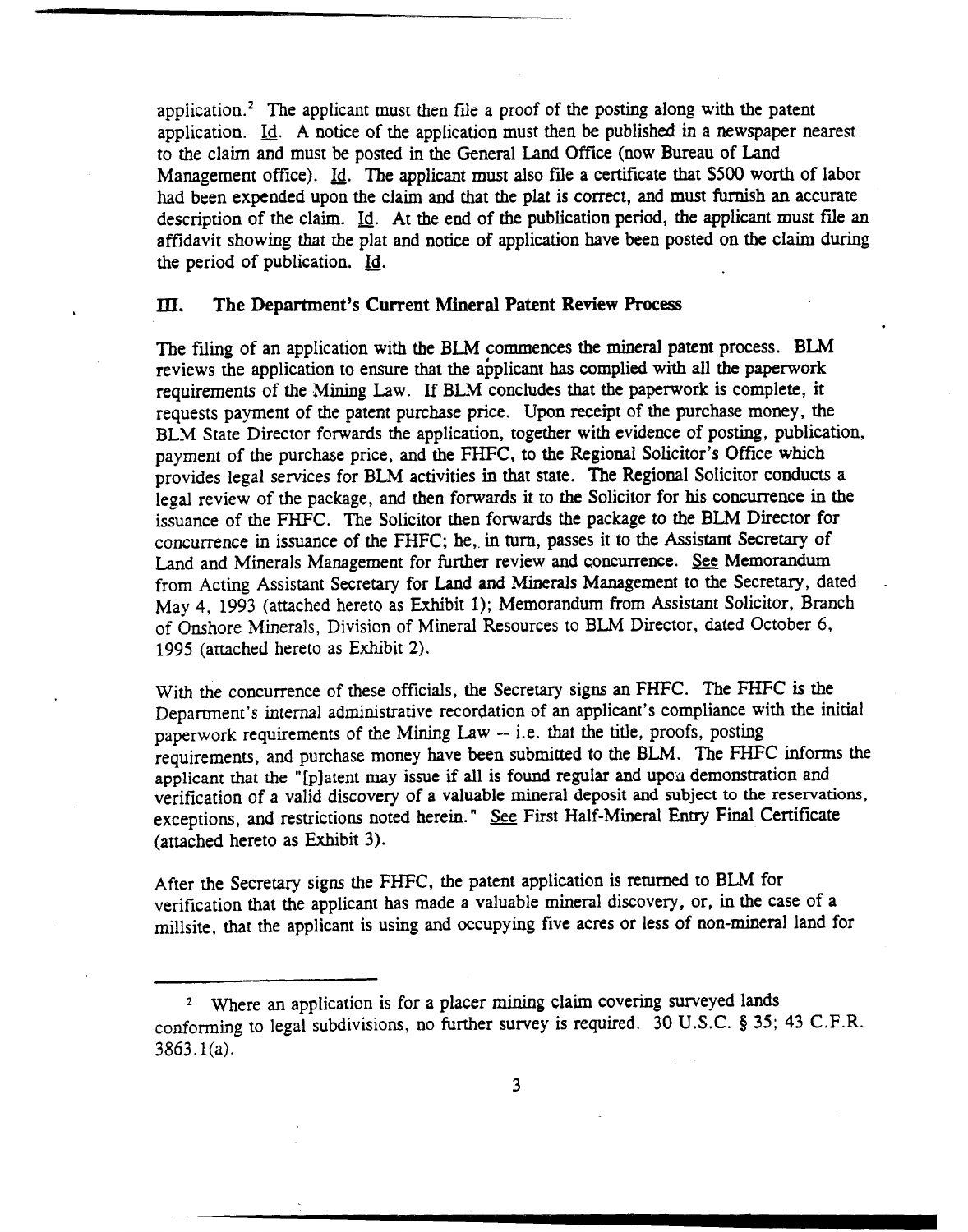application.[2] The applicant must then file a proof of the posting along with the patent application. Id. A notice of the application must then be published in a newspaper nearest to the claim and must be posted in the General Land Office (now Bureau of Land Management office). Id. The applicant must also file a certificate that $500 worth of labor had been expended upon the claim and that the plat is correct, and must furnish an accurate description of the claim. Id. At the end of the publication period, the applicant must file an affidavit showing that the plat and notice of application have been posted on the claim during the period of publication. Id.

## III. The Department's Current Mineral Patent Review Process

The filing of an application with the BLM commences the mineral patent process. BLM reviews the application to ensure that the applicant has complied with all the paperwork requirements of the Mining Law. If BLM concludes that the paperwork is complete, it requests payment of the patent purchase price. Upon receipt of the purchase money, the BLM State Director forwards the application, together with evidence of posting, publication, payment of the purchase price, and the FHFC, to the Regional Solicitor's Office which provides legal services for BLM activities in that state. The Regional Solicitor conducts a legal review of the package, and then forwards it to the Solicitor for his concurrence in the issuance of the FHFC. The Solicitor then forwards the package to the BLM Director for concurrence in issuance of the FHFC; he, in turn, passes it to the Assistant Secretary of Land and Minerals Management for further review and concurrence. See Memorandum from Acting Assistant Secretary for Land and Minerals Management to the Secretary, dated May 4, 1993 (attached hereto as Exhibit 1); Memorandum from Assistant Solicitor, Branch of Onshore Minerals, Division of Mineral Resources to BLM Director, dated October 6, 1995 (attached hereto as Exhibit 2).

With the concurrence of these officials, the Secretary signs an FHFC. The FHFC is the Department's internal administrative recordation of an applicant's compliance with the initial paperwork requirements of the Mining Law -- i.e. that the title, proofs, posting requirements, and purchase money have been submitted to the BLM. The FHFC informs the applicant that the "[p]atent may issue if all is found regular and upon demonstration and verification of a valid discovery of a valuable mineral deposit and subject to the reservations, exceptions, and restrictions noted herein." See First Half-Mineral Entry Final Certificate (attached hereto as Exhibit 3).

After the Secretary signs the FHFC, the patent application is returned to BLM for verification that the applicant has made a valuable mineral discovery, or, in the case of a millsite, that the applicant is using and occupying five acres or less of non-mineral land for

---

[2] Where an application is for a placer mining claim covering surveyed lands conforming to legal subdivisions, no further survey is required. 30 U.S.C. § 35; 43 C.F.R. 3863.1(a).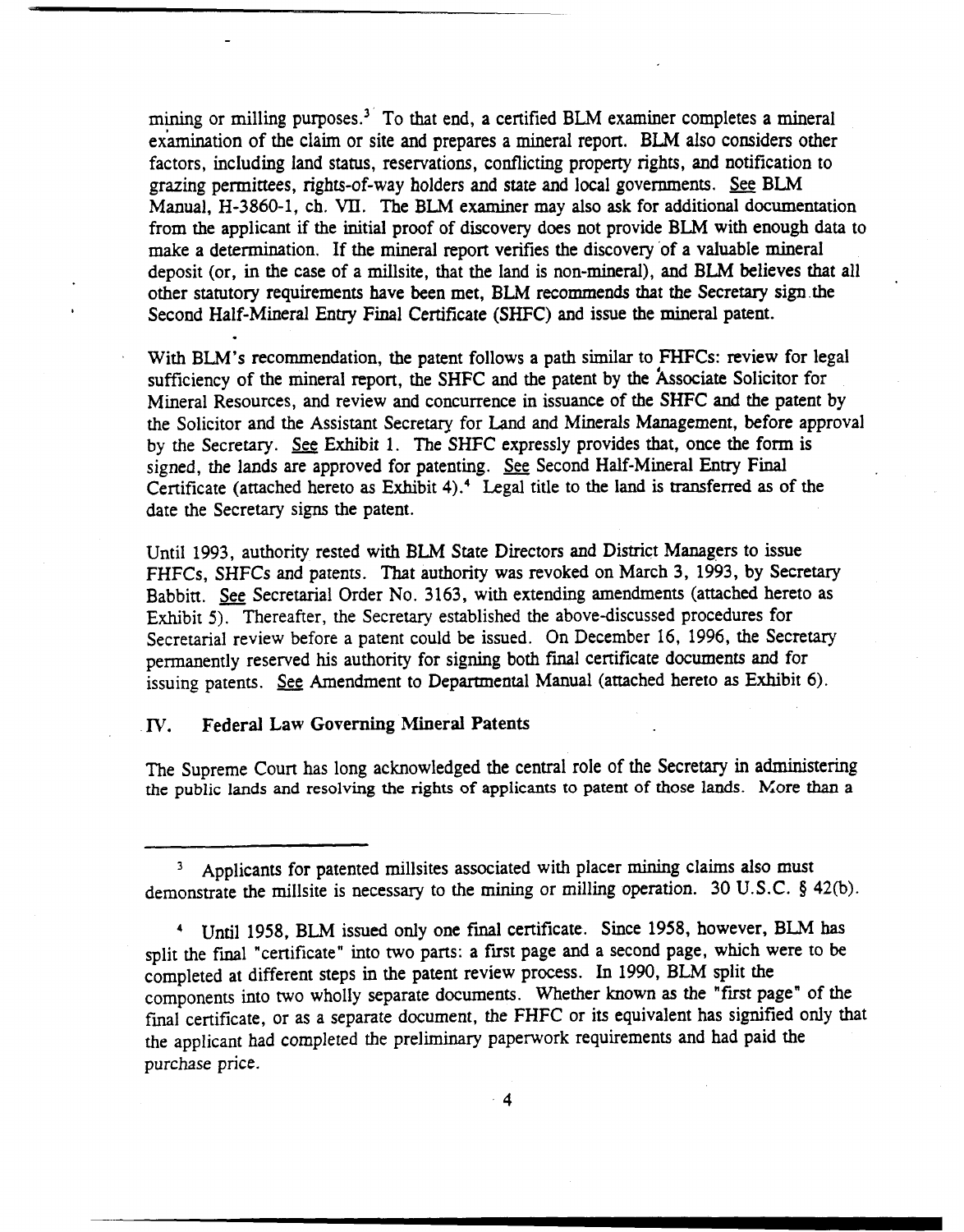mining or milling purposes.[3] To that end, a certified BLM examiner completes a mineral examination of the claim or site and prepares a mineral report. BLM also considers other factors, including land status, reservations, conflicting property rights, and notification to grazing permittees, rights-of-way holders and state and local governments. See BLM Manual, H-3860-1, ch. VII. The BLM examiner may also ask for additional documentation from the applicant if the initial proof of discovery does not provide BLM with enough data to make a determination. If the mineral report verifies the discovery of a valuable mineral deposit (or, in the case of a millsite, that the land is non-mineral), and BLM believes that all other statutory requirements have been met, BLM recommends that the Secretary sign the Second Half-Mineral Entry Final Certificate (SHFC) and issue the mineral patent.

With BLM's recommendation, the patent follows a path similar to FHFCs: review for legal sufficiency of the mineral report, the SHFC and the patent by the Associate Solicitor for Mineral Resources, and review and concurrence in issuance of the SHFC and the patent by the Solicitor and the Assistant Secretary for Land and Minerals Management, before approval by the Secretary. See Exhibit 1. The SHFC expressly provides that, once the form is signed, the lands are approved for patenting. See Second Half-Mineral Entry Final Certificate (attached hereto as Exhibit 4).[4] Legal title to the land is transferred as of the date the Secretary signs the patent.

Until 1993, authority rested with BLM State Directors and District Managers to issue FHFCs, SHFCs and patents. That authority was revoked on March 3, 1993, by Secretary Babbitt. See Secretarial Order No. 3163, with extending amendments (attached hereto as Exhibit 5). Thereafter, the Secretary established the above-discussed procedures for Secretarial review before a patent could be issued. On December 16, 1996, the Secretary permanently reserved his authority for signing both final certificate documents and for issuing patents. See Amendment to Departmental Manual (attached hereto as Exhibit 6).

## IV. Federal Law Governing Mineral Patents

The Supreme Court has long acknowledged the central role of the Secretary in administering the public lands and resolving the rights of applicants to patent of those lands. More than a

---

[3] Applicants for patented millsites associated with placer mining claims also must demonstrate the millsite is necessary to the mining or milling operation. 30 U.S.C. § 42(b).

[4] Until 1958, BLM issued only one final certificate. Since 1958, however, BLM has split the final "certificate" into two parts: a first page and a second page, which were to be completed at different steps in the patent review process. In 1990, BLM split the components into two wholly separate documents. Whether known as the "first page" of the final certificate, or as a separate document, the FHFC or its equivalent has signified only that the applicant had completed the preliminary paperwork requirements and had paid the purchase price.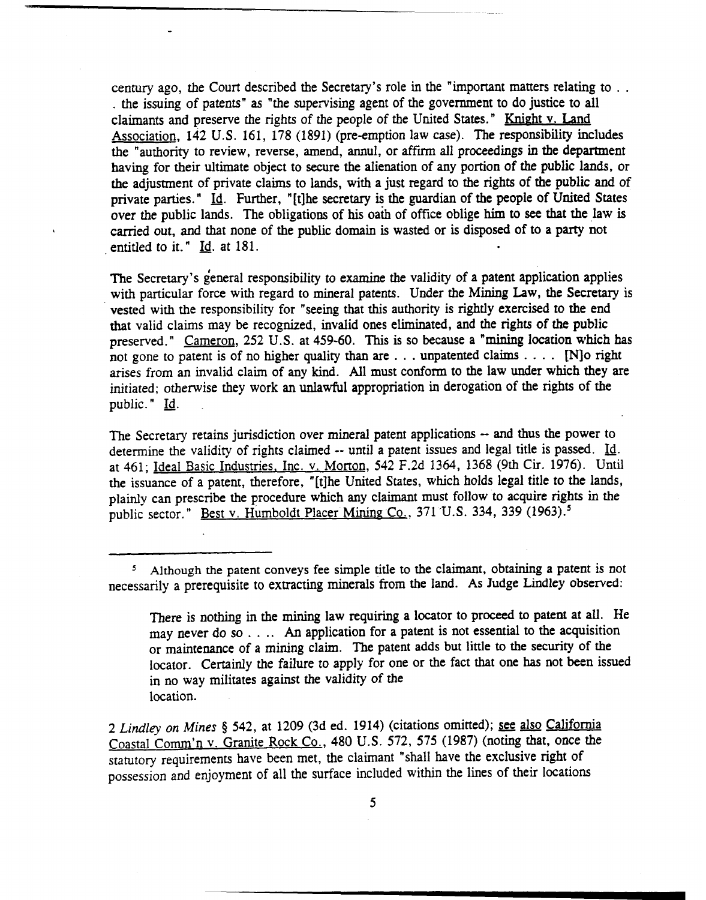century ago, the Court described the Secretary's role in the "important matters relating to . . . the issuing of patents" as "the supervising agent of the government to do justice to all claimants and preserve the rights of the people of the United States." Knight v. Land Association, 142 U.S. 161, 178 (1891) (pre-emption law case). The responsibility includes the "authority to review, reverse, amend, annul, or affirm all proceedings in the department having for their ultimate object to secure the alienation of any portion of the public lands, or the adjustment of private claims to lands, with a just regard to the rights of the public and of private parties." Id. Further, "[t]he secretary is the guardian of the people of United States over the public lands. The obligations of his oath of office oblige him to see that the law is carried out, and that none of the public domain is wasted or is disposed of to a party not entitled to it." Id. at 181.

The Secretary's general responsibility to examine the validity of a patent application applies with particular force with regard to mineral patents. Under the Mining Law, the Secretary is vested with the responsibility for "seeing that this authority is rightly exercised to the end that valid claims may be recognized, invalid ones eliminated, and the rights of the public preserved." Cameron, 252 U.S. at 459-60. This is so because a "mining location which has not gone to patent is of no higher quality than are . . . unpatented claims . . . . [N]o right arises from an invalid claim of any kind. All must conform to the law under which they are initiated; otherwise they work an unlawful appropriation in derogation of the rights of the public." Id.

The Secretary retains jurisdiction over mineral patent applications -- and thus the power to determine the validity of rights claimed -- until a patent issues and legal title is passed. Id. at 461; Ideal Basic Industries, Inc. v. Morton, 542 F.2d 1364, 1368 (9th Cir. 1976). Until the issuance of a patent, therefore, "[t]he United States, which holds legal title to the lands, plainly can prescribe the procedure which any claimant must follow to acquire rights in the public sector." Best v. Humboldt Placer Mining Co., 371 U.S. 334, 339 (1963).[5]

---

[5] Although the patent conveys fee simple title to the claimant, obtaining a patent is not necessarily a prerequisite to extracting minerals from the land. As Judge Lindley observed:

> There is nothing in the mining law requiring a locator to proceed to patent at all. He may never do so . . .. An application for a patent is not essential to the acquisition or maintenance of a mining claim. The patent adds but little to the security of the locator. Certainly the failure to apply for one or the fact that one has not been issued in no way militates against the validity of the location.

2 *Lindley on Mines* § 542, at 1209 (3d ed. 1914) (citations omitted); see also California Coastal Comm'n v. Granite Rock Co., 480 U.S. 572, 575 (1987) (noting that, once the statutory requirements have been met, the claimant "shall have the exclusive right of possession and enjoyment of all the surface included within the lines of their locations